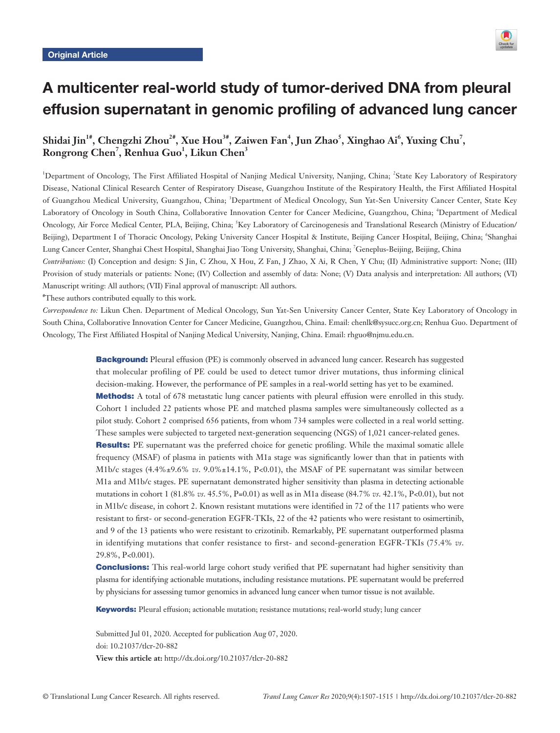Original Article

# A multicenter real-world study of tumor-derived DNA from pleural effusion supernatant in genomic profiling of advanced lung cancer

**Shidai Jin[1#], Chengzhi Zhou[2#], Xue Hou[3#], Zaiwen Fan[4], Jun Zhao[5], Xinghao Ai[6], Yuxing Chu[7], Rongrong Chen[7], Renhua Guo[1], Likun Chen[3]**

[1]Department of Oncology, The First Affiliated Hospital of Nanjing Medical University, Nanjing, China; [2]State Key Laboratory of Respiratory Disease, National Clinical Research Center of Respiratory Disease, Guangzhou Institute of the Respiratory Health, the First Affiliated Hospital of Guangzhou Medical University, Guangzhou, China; [3]Department of Medical Oncology, Sun Yat-Sen University Cancer Center, State Key Laboratory of Oncology in South China, Collaborative Innovation Center for Cancer Medicine, Guangzhou, China; [4]Department of Medical Oncology, Air Force Medical Center, PLA, Beijing, China; [5]Key Laboratory of Carcinogenesis and Translational Research (Ministry of Education/Beijing), Department I of Thoracic Oncology, Peking University Cancer Hospital & Institute, Beijing Cancer Hospital, Beijing, China; [6]Shanghai Lung Cancer Center, Shanghai Chest Hospital, Shanghai Jiao Tong University, Shanghai, China; [7]Geneplus-Beijing, Beijing, China

*Contributions:* (I) Conception and design: S Jin, C Zhou, X Hou, Z Fan, J Zhao, X Ai, R Chen, Y Chu; (II) Administrative support: None; (III) Provision of study materials or patients: None; (IV) Collection and assembly of data: None; (V) Data analysis and interpretation: All authors; (VI) Manuscript writing: All authors; (VII) Final approval of manuscript: All authors.

[#]These authors contributed equally to this work.

*Correspondence to:* Likun Chen. Department of Medical Oncology, Sun Yat-Sen University Cancer Center, State Key Laboratory of Oncology in South China, Collaborative Innovation Center for Cancer Medicine, Guangzhou, China. Email: chenlk@sysucc.org.cn; Renhua Guo. Department of Oncology, The First Affiliated Hospital of Nanjing Medical University, Nanjing, China. Email: rhguo@njmu.edu.cn.

**Background:** Pleural effusion (PE) is commonly observed in advanced lung cancer. Research has suggested that molecular profiling of PE could be used to detect tumor driver mutations, thus informing clinical decision-making. However, the performance of PE samples in a real-world setting has yet to be examined.

**Methods:** A total of 678 metastatic lung cancer patients with pleural effusion were enrolled in this study. Cohort 1 included 22 patients whose PE and matched plasma samples were simultaneously collected as a pilot study. Cohort 2 comprised 656 patients, from whom 734 samples were collected in a real world setting. These samples were subjected to targeted next-generation sequencing (NGS) of 1,021 cancer-related genes.

**Results:** PE supernatant was the preferred choice for genetic profiling. While the maximal somatic allele frequency (MSAF) of plasma in patients with M1a stage was significantly lower than that in patients with M1b/c stages (4.4%±9.6% *vs.* 9.0%±14.1%, P<0.01), the MSAF of PE supernatant was similar between M1a and M1b/c stages. PE supernatant demonstrated higher sensitivity than plasma in detecting actionable mutations in cohort 1 (81.8% *vs.* 45.5%, P=0.01) as well as in M1a disease (84.7% *vs.* 42.1%, P<0.01), but not in M1b/c disease, in cohort 2. Known resistant mutations were identified in 72 of the 117 patients who were resistant to first- or second-generation EGFR-TKIs, 22 of the 42 patients who were resistant to osimertinib, and 9 of the 13 patients who were resistant to crizotinib. Remarkably, PE supernatant outperformed plasma in identifying mutations that confer resistance to first- and second-generation EGFR-TKIs (75.4% *vs.* 29.8%, P<0.001).

**Conclusions:** This real-world large cohort study verified that PE supernatant had higher sensitivity than plasma for identifying actionable mutations, including resistance mutations. PE supernatant would be preferred by physicians for assessing tumor genomics in advanced lung cancer when tumor tissue is not available.

**Keywords:** Pleural effusion; actionable mutation; resistance mutations; real-world study; lung cancer

Submitted Jul 01, 2020. Accepted for publication Aug 07, 2020.
doi: 10.21037/tlcr-20-882
**View this article at:** http://dx.doi.org/10.21037/tlcr-20-882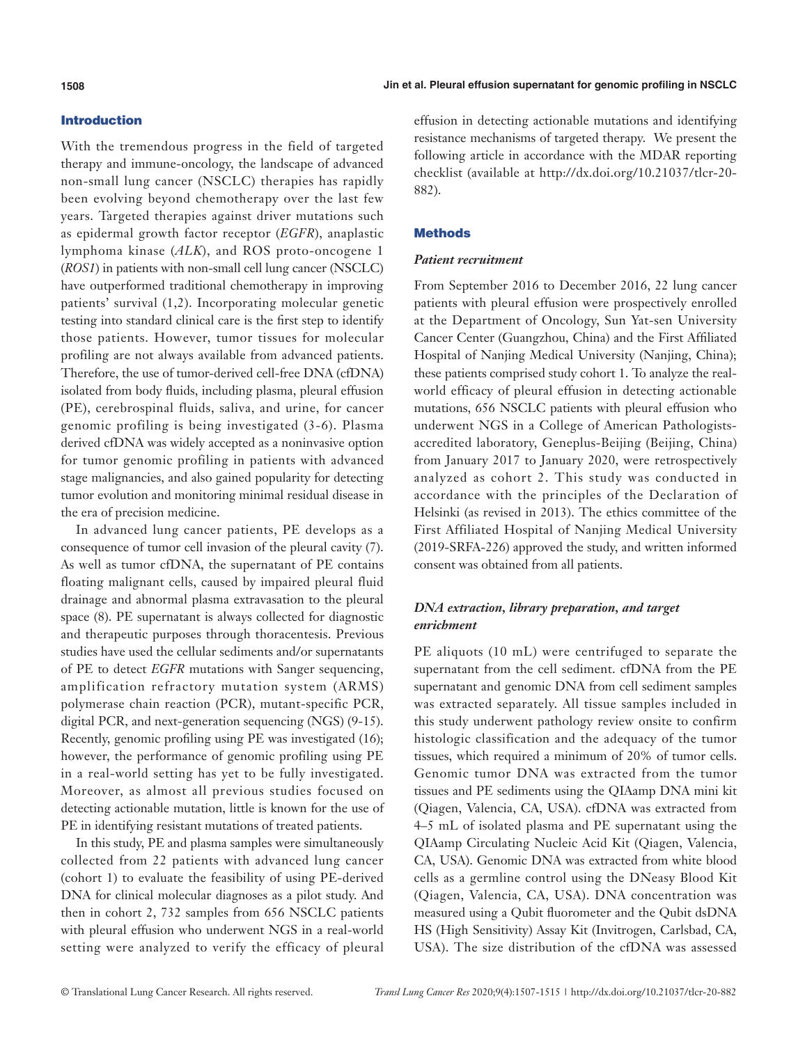## Introduction

With the tremendous progress in the field of targeted therapy and immune-oncology, the landscape of advanced non-small lung cancer (NSCLC) therapies has rapidly been evolving beyond chemotherapy over the last few years. Targeted therapies against driver mutations such as epidermal growth factor receptor (*EGFR*), anaplastic lymphoma kinase (*ALK*), and ROS proto-oncogene 1 (*ROS1*) in patients with non-small cell lung cancer (NSCLC) have outperformed traditional chemotherapy in improving patients' survival (1,2). Incorporating molecular genetic testing into standard clinical care is the first step to identify those patients. However, tumor tissues for molecular profiling are not always available from advanced patients. Therefore, the use of tumor-derived cell-free DNA (cfDNA) isolated from body fluids, including plasma, pleural effusion (PE), cerebrospinal fluids, saliva, and urine, for cancer genomic profiling is being investigated (3-6). Plasma derived cfDNA was widely accepted as a noninvasive option for tumor genomic profiling in patients with advanced stage malignancies, and also gained popularity for detecting tumor evolution and monitoring minimal residual disease in the era of precision medicine.

In advanced lung cancer patients, PE develops as a consequence of tumor cell invasion of the pleural cavity (7). As well as tumor cfDNA, the supernatant of PE contains floating malignant cells, caused by impaired pleural fluid drainage and abnormal plasma extravasation to the pleural space (8). PE supernatant is always collected for diagnostic and therapeutic purposes through thoracentesis. Previous studies have used the cellular sediments and/or supernatants of PE to detect *EGFR* mutations with Sanger sequencing, amplification refractory mutation system (ARMS) polymerase chain reaction (PCR), mutant-specific PCR, digital PCR, and next-generation sequencing (NGS) (9-15). Recently, genomic profiling using PE was investigated (16); however, the performance of genomic profiling using PE in a real-world setting has yet to be fully investigated. Moreover, as almost all previous studies focused on detecting actionable mutation, little is known for the use of PE in identifying resistant mutations of treated patients.

In this study, PE and plasma samples were simultaneously collected from 22 patients with advanced lung cancer (cohort 1) to evaluate the feasibility of using PE-derived DNA for clinical molecular diagnoses as a pilot study. And then in cohort 2, 732 samples from 656 NSCLC patients with pleural effusion who underwent NGS in a real-world setting were analyzed to verify the efficacy of pleural effusion in detecting actionable mutations and identifying resistance mechanisms of targeted therapy. We present the following article in accordance with the MDAR reporting checklist (available at http://dx.doi.org/10.21037/tlcr-20-882).

## Methods

### *Patient recruitment*

From September 2016 to December 2016, 22 lung cancer patients with pleural effusion were prospectively enrolled at the Department of Oncology, Sun Yat-sen University Cancer Center (Guangzhou, China) and the First Affiliated Hospital of Nanjing Medical University (Nanjing, China); these patients comprised study cohort 1. To analyze the real-world efficacy of pleural effusion in detecting actionable mutations, 656 NSCLC patients with pleural effusion who underwent NGS in a College of American Pathologists-accredited laboratory, Geneplus-Beijing (Beijing, China) from January 2017 to January 2020, were retrospectively analyzed as cohort 2. This study was conducted in accordance with the principles of the Declaration of Helsinki (as revised in 2013). The ethics committee of the First Affiliated Hospital of Nanjing Medical University (2019-SRFA-226) approved the study, and written informed consent was obtained from all patients.

### *DNA extraction, library preparation, and target enrichment*

PE aliquots (10 mL) were centrifuged to separate the supernatant from the cell sediment. cfDNA from the PE supernatant and genomic DNA from cell sediment samples was extracted separately. All tissue samples included in this study underwent pathology review onsite to confirm histologic classification and the adequacy of the tumor tissues, which required a minimum of 20% of tumor cells. Genomic tumor DNA was extracted from the tumor tissues and PE sediments using the QIAamp DNA mini kit (Qiagen, Valencia, CA, USA). cfDNA was extracted from 4–5 mL of isolated plasma and PE supernatant using the QIAamp Circulating Nucleic Acid Kit (Qiagen, Valencia, CA, USA). Genomic DNA was extracted from white blood cells as a germline control using the DNeasy Blood Kit (Qiagen, Valencia, CA, USA). DNA concentration was measured using a Qubit fluorometer and the Qubit dsDNA HS (High Sensitivity) Assay Kit (Invitrogen, Carlsbad, CA, USA). The size distribution of the cfDNA was assessed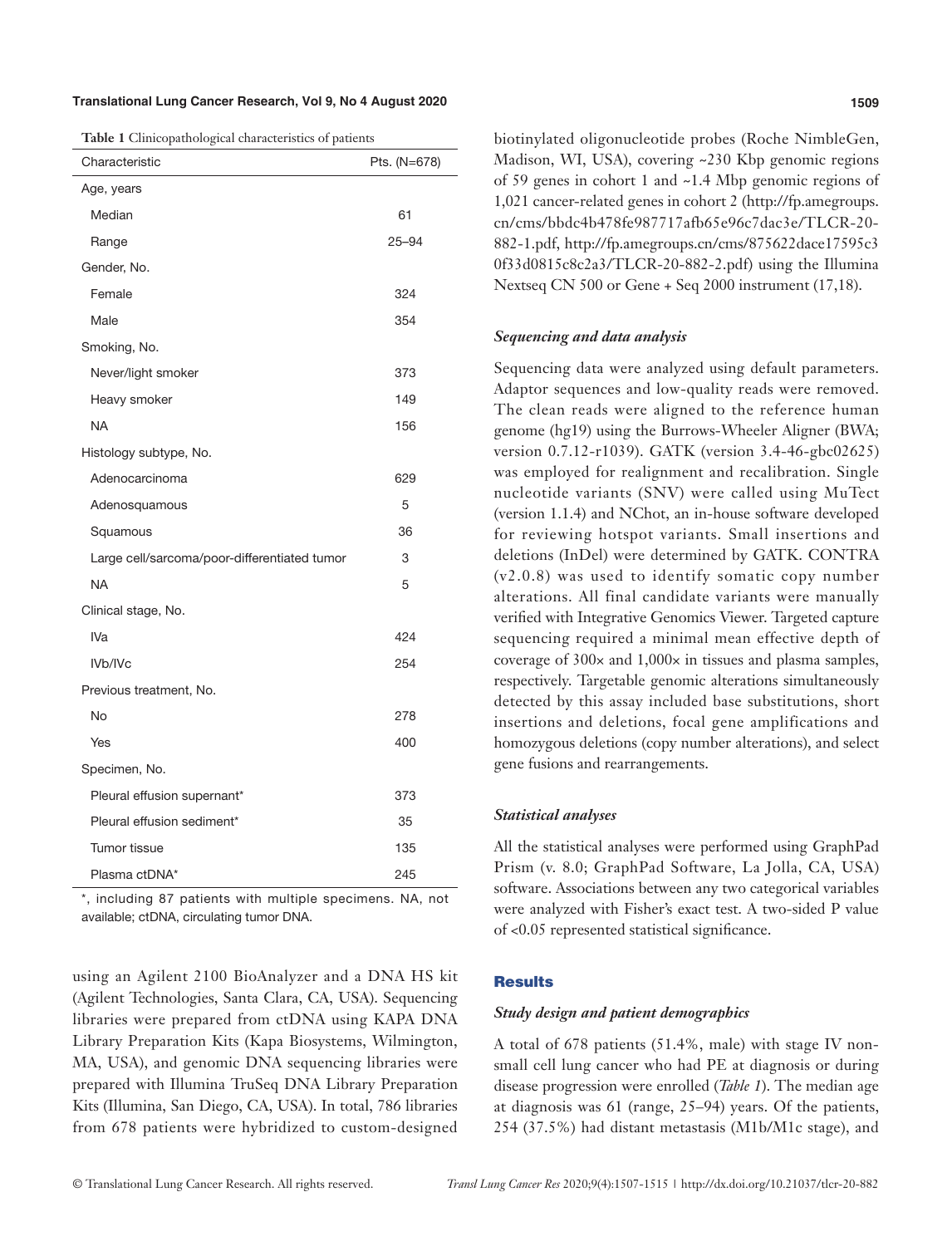**Table 1** Clinicopathological characteristics of patients

| Characteristic | Pts. (N=678) |
|---|---|
| Age, years | |
| Median | 61 |
| Range | 25–94 |
| Gender, No. | |
| Female | 324 |
| Male | 354 |
| Smoking, No. | |
| Never/light smoker | 373 |
| Heavy smoker | 149 |
| NA | 156 |
| Histology subtype, No. | |
| Adenocarcinoma | 629 |
| Adenosquamous | 5 |
| Squamous | 36 |
| Large cell/sarcoma/poor-differentiated tumor | 3 |
| NA | 5 |
| Clinical stage, No. | |
| IVa | 424 |
| IVb/IVc | 254 |
| Previous treatment, No. | |
| No | 278 |
| Yes | 400 |
| Specimen, No. | |
| Pleural effusion supernant* | 373 |
| Pleural effusion sediment* | 35 |
| Tumor tissue | 135 |
| Plasma ctDNA* | 245 |

*, including 87 patients with multiple specimens. NA, not available; ctDNA, circulating tumor DNA.

using an Agilent 2100 BioAnalyzer and a DNA HS kit (Agilent Technologies, Santa Clara, CA, USA). Sequencing libraries were prepared from ctDNA using KAPA DNA Library Preparation Kits (Kapa Biosystems, Wilmington, MA, USA), and genomic DNA sequencing libraries were prepared with Illumina TruSeq DNA Library Preparation Kits (Illumina, San Diego, CA, USA). In total, 786 libraries from 678 patients were hybridized to custom-designed biotinylated oligonucleotide probes (Roche NimbleGen, Madison, WI, USA), covering ~230 Kbp genomic regions of 59 genes in cohort 1 and ~1.4 Mbp genomic regions of 1,021 cancer-related genes in cohort 2 (http://fp.amegroups.cn/cms/bbdc4b478fe987717afb65e96c7dac3e/TLCR-20-882-1.pdf, http://fp.amegroups.cn/cms/875622dace17595c30f33d0815c8c2a3/TLCR-20-882-2.pdf) using the Illumina Nextseq CN 500 or Gene + Seq 2000 instrument (17,18).

### *Sequencing and data analysis*

Sequencing data were analyzed using default parameters. Adaptor sequences and low-quality reads were removed. The clean reads were aligned to the reference human genome (hg19) using the Burrows-Wheeler Aligner (BWA; version 0.7.12-r1039). GATK (version 3.4-46-gbc02625) was employed for realignment and recalibration. Single nucleotide variants (SNV) were called using MuTect (version 1.1.4) and NChot, an in-house software developed for reviewing hotspot variants. Small insertions and deletions (InDel) were determined by GATK. CONTRA (v2.0.8) was used to identify somatic copy number alterations. All final candidate variants were manually verified with Integrative Genomics Viewer. Targeted capture sequencing required a minimal mean effective depth of coverage of 300× and 1,000× in tissues and plasma samples, respectively. Targetable genomic alterations simultaneously detected by this assay included base substitutions, short insertions and deletions, focal gene amplifications and homozygous deletions (copy number alterations), and select gene fusions and rearrangements.

### *Statistical analyses*

All the statistical analyses were performed using GraphPad Prism (v. 8.0; GraphPad Software, La Jolla, CA, USA) software. Associations between any two categorical variables were analyzed with Fisher's exact test. A two-sided P value of <0.05 represented statistical significance.

## Results

### *Study design and patient demographics*

A total of 678 patients (51.4%, male) with stage IV non-small cell lung cancer who had PE at diagnosis or during disease progression were enrolled (*Table 1*). The median age at diagnosis was 61 (range, 25–94) years. Of the patients, 254 (37.5%) had distant metastasis (M1b/M1c stage), and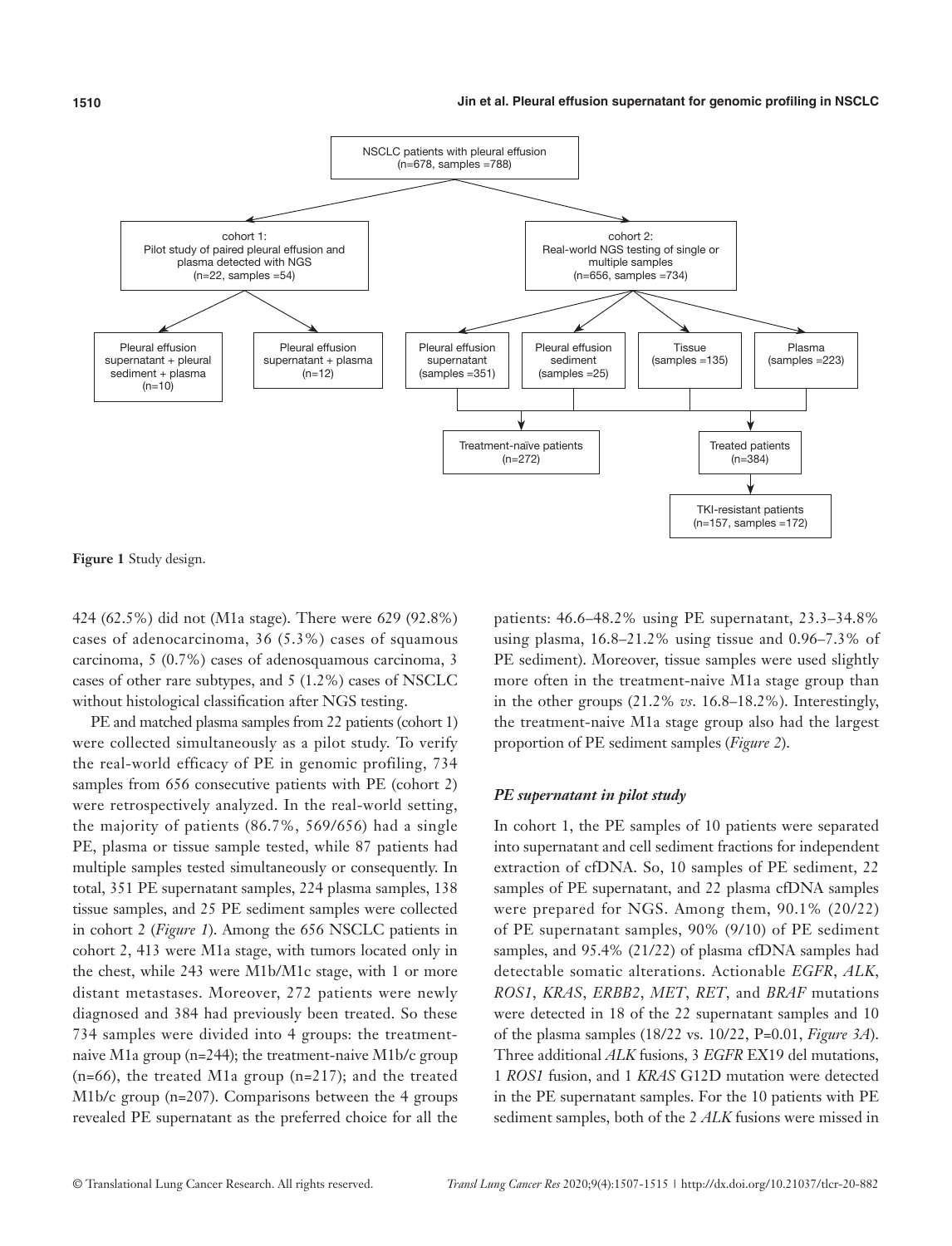**Figure 1** Study design.

424 (62.5%) did not (M1a stage). There were 629 (92.8%) cases of adenocarcinoma, 36 (5.3%) cases of squamous carcinoma, 5 (0.7%) cases of adenosquamous carcinoma, 3 cases of other rare subtypes, and 5 (1.2%) cases of NSCLC without histological classification after NGS testing.

PE and matched plasma samples from 22 patients (cohort 1) were collected simultaneously as a pilot study. To verify the real-world efficacy of PE in genomic profiling, 734 samples from 656 consecutive patients with PE (cohort 2) were retrospectively analyzed. In the real-world setting, the majority of patients (86.7%, 569/656) had a single PE, plasma or tissue sample tested, while 87 patients had multiple samples tested simultaneously or consequently. In total, 351 PE supernatant samples, 224 plasma samples, 138 tissue samples, and 25 PE sediment samples were collected in cohort 2 (*Figure 1*). Among the 656 NSCLC patients in cohort 2, 413 were M1a stage, with tumors located only in the chest, while 243 were M1b/M1c stage, with 1 or more distant metastases. Moreover, 272 patients were newly diagnosed and 384 had previously been treated. So these 734 samples were divided into 4 groups: the treatment-naive M1a group (n=244); the treatment-naive M1b/c group (n=66), the treated M1a group (n=217); and the treated M1b/c group (n=207). Comparisons between the 4 groups revealed PE supernatant as the preferred choice for all the patients: 46.6–48.2% using PE supernatant, 23.3–34.8% using plasma, 16.8–21.2% using tissue and 0.96–7.3% of PE sediment). Moreover, tissue samples were used slightly more often in the treatment-naive M1a stage group than in the other groups (21.2% *vs*. 16.8–18.2%). Interestingly, the treatment-naive M1a stage group also had the largest proportion of PE sediment samples (*Figure 2*).

### *PE supernatant in pilot study*

In cohort 1, the PE samples of 10 patients were separated into supernatant and cell sediment fractions for independent extraction of cfDNA. So, 10 samples of PE sediment, 22 samples of PE supernatant, and 22 plasma cfDNA samples were prepared for NGS. Among them, 90.1% (20/22) of PE supernatant samples, 90% (9/10) of PE sediment samples, and 95.4% (21/22) of plasma cfDNA samples had detectable somatic alterations. Actionable *EGFR*, *ALK*, *ROS1*, *KRAS*, *ERBB2*, *MET*, *RET*, and *BRAF* mutations were detected in 18 of the 22 supernatant samples and 10 of the plasma samples (18/22 vs. 10/22, P=0.01, *Figure 3A*). Three additional *ALK* fusions, 3 *EGFR* EX19 del mutations, 1 *ROS1* fusion, and 1 *KRAS* G12D mutation were detected in the PE supernatant samples. For the 10 patients with PE sediment samples, both of the 2 *ALK* fusions were missed in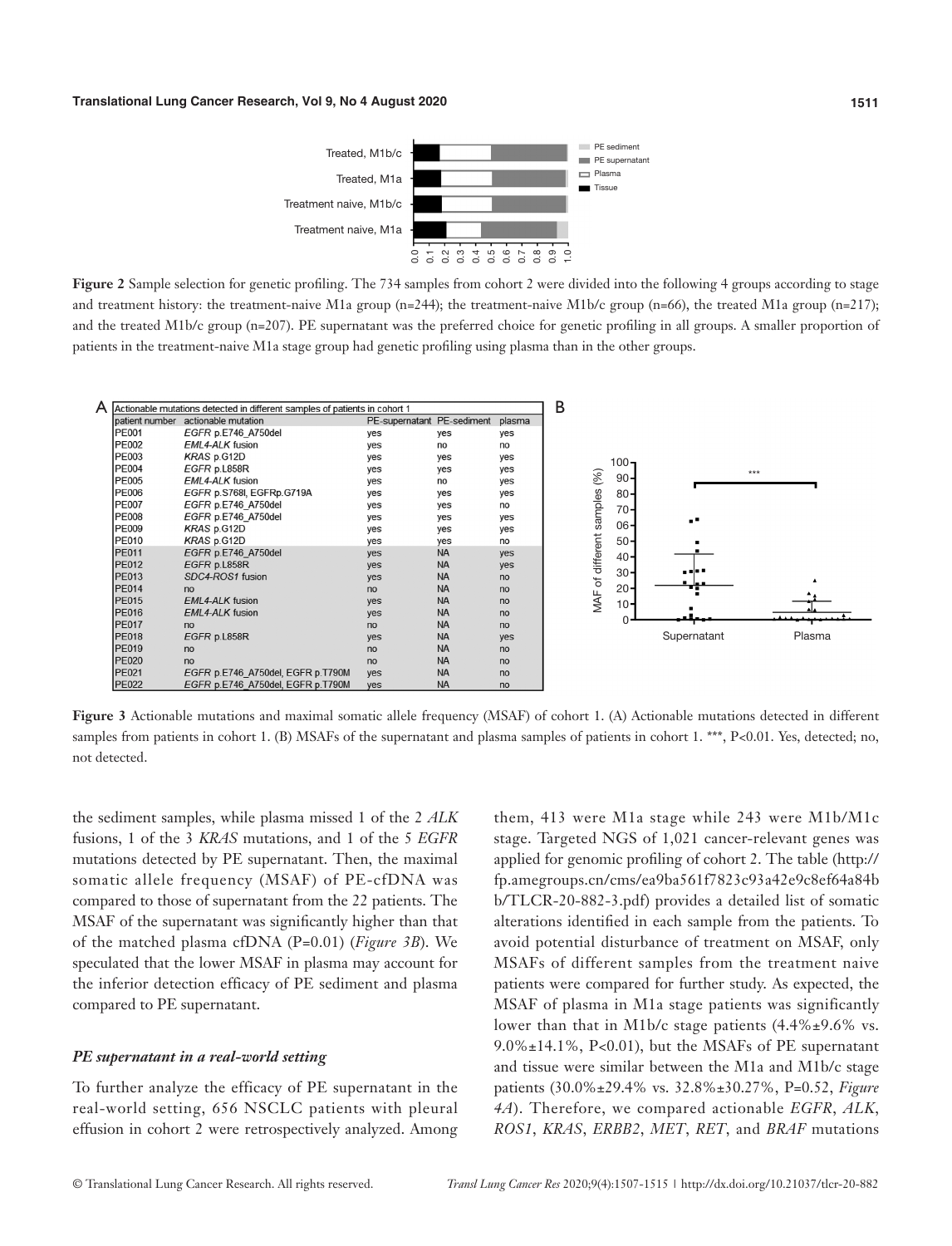**Figure 2** Sample selection for genetic profiling. The 734 samples from cohort 2 were divided into the following 4 groups according to stage and treatment history: the treatment-naive M1a group (n=244); the treatment-naive M1b/c group (n=66), the treated M1a group (n=217); and the treated M1b/c group (n=207). PE supernatant was the preferred choice for genetic profiling in all groups. A smaller proportion of patients in the treatment-naive M1a stage group had genetic profiling using plasma than in the other groups.

**A** Actionable mutations detected in different samples of patients in cohort 1

| patient number | actionable mutation | PE-supernatant | PE-sediment | plasma |
|---|---|---|---|---|
| PE001 | *EGFR* p.E746_A750del | yes | yes | yes |
| PE002 | *EML4-ALK* fusion | yes | no | no |
| PE003 | *KRAS* p.G12D | yes | yes | yes |
| PE004 | *EGFR* p.L858R | yes | yes | yes |
| PE005 | *EML4-ALK* fusion | yes | no | yes |
| PE006 | *EGFR* p.S768I, EGFRp.G719A | yes | yes | yes |
| PE007 | *EGFR* p.E746_A750del | yes | yes | no |
| PE008 | *EGFR* p.E746_A750del | yes | yes | yes |
| PE009 | *KRAS* p.G12D | yes | yes | yes |
| PE010 | *KRAS* p.G12D | yes | yes | no |
| PE011 | *EGFR* p.E746_A750del | yes | NA | yes |
| PE012 | *EGFR* p.L858R | yes | NA | yes |
| PE013 | *SDC4-ROS1* fusion | yes | NA | no |
| PE014 | no | no | NA | no |
| PE015 | *EML4-ALK* fusion | yes | NA | no |
| PE016 | *EML4-ALK* fusion | yes | NA | no |
| PE017 | no | no | NA | no |
| PE018 | *EGFR* p.L858R | yes | NA | yes |
| PE019 | no | no | NA | no |
| PE020 | no | no | NA | no |
| PE021 | *EGFR* p.E746_A750del, *EGFR* p.T790M | yes | NA | no |
| PE022 | *EGFR* p.E746_A750del, *EGFR* p.T790M | yes | NA | no |

**Figure 3** Actionable mutations and maximal somatic allele frequency (MSAF) of cohort 1. (A) Actionable mutations detected in different samples from patients in cohort 1. (B) MSAFs of the supernatant and plasma samples of patients in cohort 1. ***, P<0.01. Yes, detected; no, not detected.

the sediment samples, while plasma missed 1 of the 2 *ALK* fusions, 1 of the 3 *KRAS* mutations, and 1 of the 5 *EGFR* mutations detected by PE supernatant. Then, the maximal somatic allele frequency (MSAF) of PE-cfDNA was compared to those of supernatant from the 22 patients. The MSAF of the supernatant was significantly higher than that of the matched plasma cfDNA (P=0.01) (*Figure 3B*). We speculated that the lower MSAF in plasma may account for the inferior detection efficacy of PE sediment and plasma compared to PE supernatant.

### *PE supernatant in a real-world setting*

To further analyze the efficacy of PE supernatant in the real-world setting, 656 NSCLC patients with pleural effusion in cohort 2 were retrospectively analyzed. Among them, 413 were M1a stage while 243 were M1b/M1c stage. Targeted NGS of 1,021 cancer-relevant genes was applied for genomic profiling of cohort 2. The table (http://fp.amegroups.cn/cms/ea9ba561f7823c93a42e9c8ef64a84bb/TLCR-20-882-3.pdf) provides a detailed list of somatic alterations identified in each sample from the patients. To avoid potential disturbance of treatment on MSAF, only MSAFs of different samples from the treatment naive patients were compared for further study. As expected, the MSAF of plasma in M1a stage patients was significantly lower than that in M1b/c stage patients (4.4%±9.6% vs. 9.0%±14.1%, P<0.01), but the MSAFs of PE supernatant and tissue were similar between the M1a and M1b/c stage patients (30.0%±29.4% vs. 32.8%±30.27%, P=0.52, *Figure 4A*). Therefore, we compared actionable *EGFR*, *ALK*, *ROS1*, *KRAS*, *ERBB2*, *MET*, *RET*, and *BRAF* mutations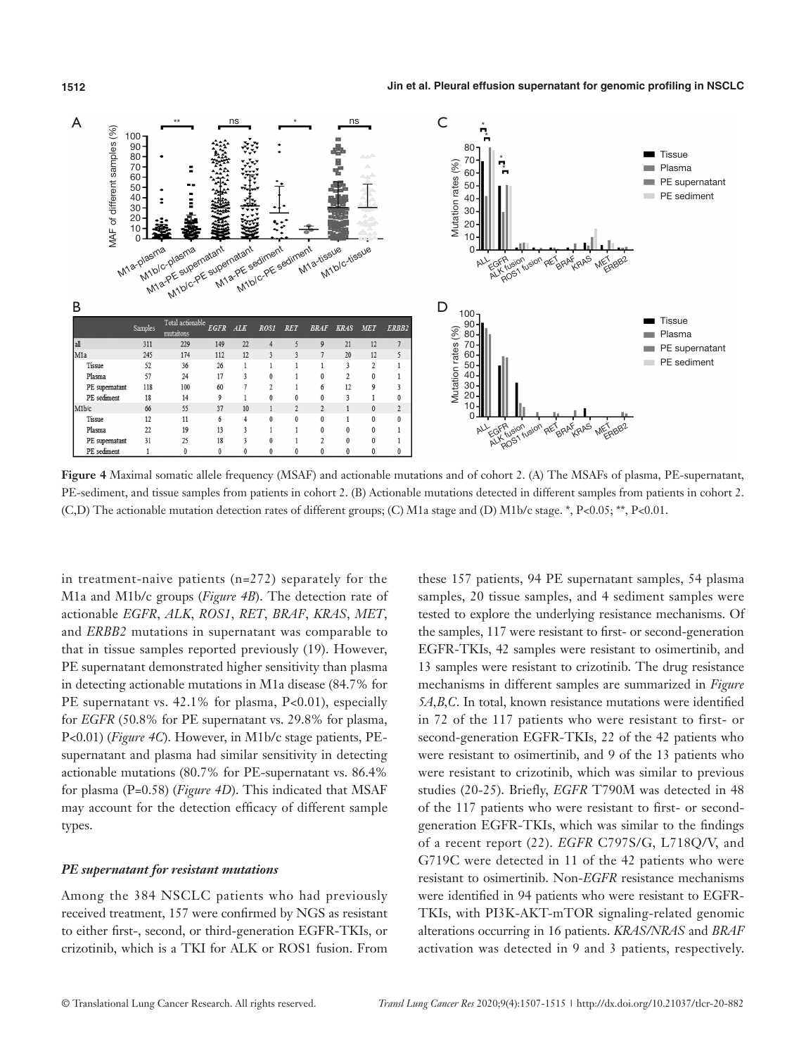| | Samples | Total actionable mutaitons | *EGFR* | *ALK* | *ROS1* | *RET* | *BRAF* | *KRAS* | *MET* | *ERBB2* |
|---|---|---|---|---|---|---|---|---|---|---|
| all | 311 | 229 | 149 | 22 | 4 | 5 | 9 | 21 | 12 | 7 |
| M1a | 245 | 174 | 112 | 12 | 3 | 3 | 7 | 20 | 12 | 5 |
| Tissue | 52 | 36 | 26 | 1 | 1 | 1 | 1 | 3 | 2 | 1 |
| Plasma | 57 | 24 | 17 | 3 | 0 | 1 | 0 | 2 | 0 | 1 |
| PE supernatant | 118 | 100 | 60 | 7 | 2 | 1 | 6 | 12 | 9 | 3 |
| PE sediment | 18 | 14 | 9 | 1 | 0 | 0 | 0 | 3 | 1 | 0 |
| M1b/c | 66 | 55 | 37 | 10 | 1 | 2 | 2 | 1 | 0 | 2 |
| Tissue | 12 | 11 | 6 | 4 | 0 | 0 | 0 | 1 | 0 | 0 |
| Plasma | 22 | 19 | 13 | 3 | 1 | 1 | 0 | 0 | 0 | 1 |
| PE supernatant | 31 | 25 | 18 | 3 | 0 | 1 | 2 | 0 | 0 | 1 |
| PE sediment | 1 | 0 | 0 | 0 | 0 | 0 | 0 | 0 | 0 | 0 |

**Figure 4** Maximal somatic allele frequency (MSAF) and actionable mutations and of cohort 2. (A) The MSAFs of plasma, PE-supernatant, PE-sediment, and tissue samples from patients in cohort 2. (B) Actionable mutations detected in different samples from patients in cohort 2. (C,D) The actionable mutation detection rates of different groups; (C) M1a stage and (D) M1b/c stage. *, P<0.05; **, P<0.01.

in treatment-naive patients (n=272) separately for the M1a and M1b/c groups (*Figure 4B*). The detection rate of actionable *EGFR*, *ALK*, *ROS1*, *RET*, *BRAF*, *KRAS*, *MET*, and *ERBB2* mutations in supernatant was comparable to that in tissue samples reported previously (19). However, PE supernatant demonstrated higher sensitivity than plasma in detecting actionable mutations in M1a disease (84.7% for PE supernatant vs. 42.1% for plasma, P<0.01), especially for *EGFR* (50.8% for PE supernatant vs. 29.8% for plasma, P<0.01) (*Figure 4C*). However, in M1b/c stage patients, PE-supernatant and plasma had similar sensitivity in detecting actionable mutations (80.7% for PE-supernatant vs. 86.4% for plasma (P=0.58) (*Figure 4D*). This indicated that MSAF may account for the detection efficacy of different sample types.

### *PE supernatant for resistant mutations*

Among the 384 NSCLC patients who had previously received treatment, 157 were confirmed by NGS as resistant to either first-, second, or third-generation EGFR-TKIs, or crizotinib, which is a TKI for ALK or ROS1 fusion. From these 157 patients, 94 PE supernatant samples, 54 plasma samples, 20 tissue samples, and 4 sediment samples were tested to explore the underlying resistance mechanisms. Of the samples, 117 were resistant to first- or second-generation EGFR-TKIs, 42 samples were resistant to osimertinib, and 13 samples were resistant to crizotinib. The drug resistance mechanisms in different samples are summarized in *Figure 5A,B,C*. In total, known resistance mutations were identified in 72 of the 117 patients who were resistant to first- or second-generation EGFR-TKIs, 22 of the 42 patients who were resistant to osimertinib, and 9 of the 13 patients who were resistant to crizotinib, which was similar to previous studies (20-25). Briefly, *EGFR* T790M was detected in 48 of the 117 patients who were resistant to first- or second-generation EGFR-TKIs, which was similar to the findings of a recent report (22). *EGFR* C797S/G, L718Q/V, and G719C were detected in 11 of the 42 patients who were resistant to osimertinib. Non-*EGFR* resistance mechanisms were identified in 94 patients who were resistant to EGFR-TKIs, with PI3K-AKT-mTOR signaling-related genomic alterations occurring in 16 patients. *KRAS/NRAS* and *BRAF* activation was detected in 9 and 3 patients, respectively.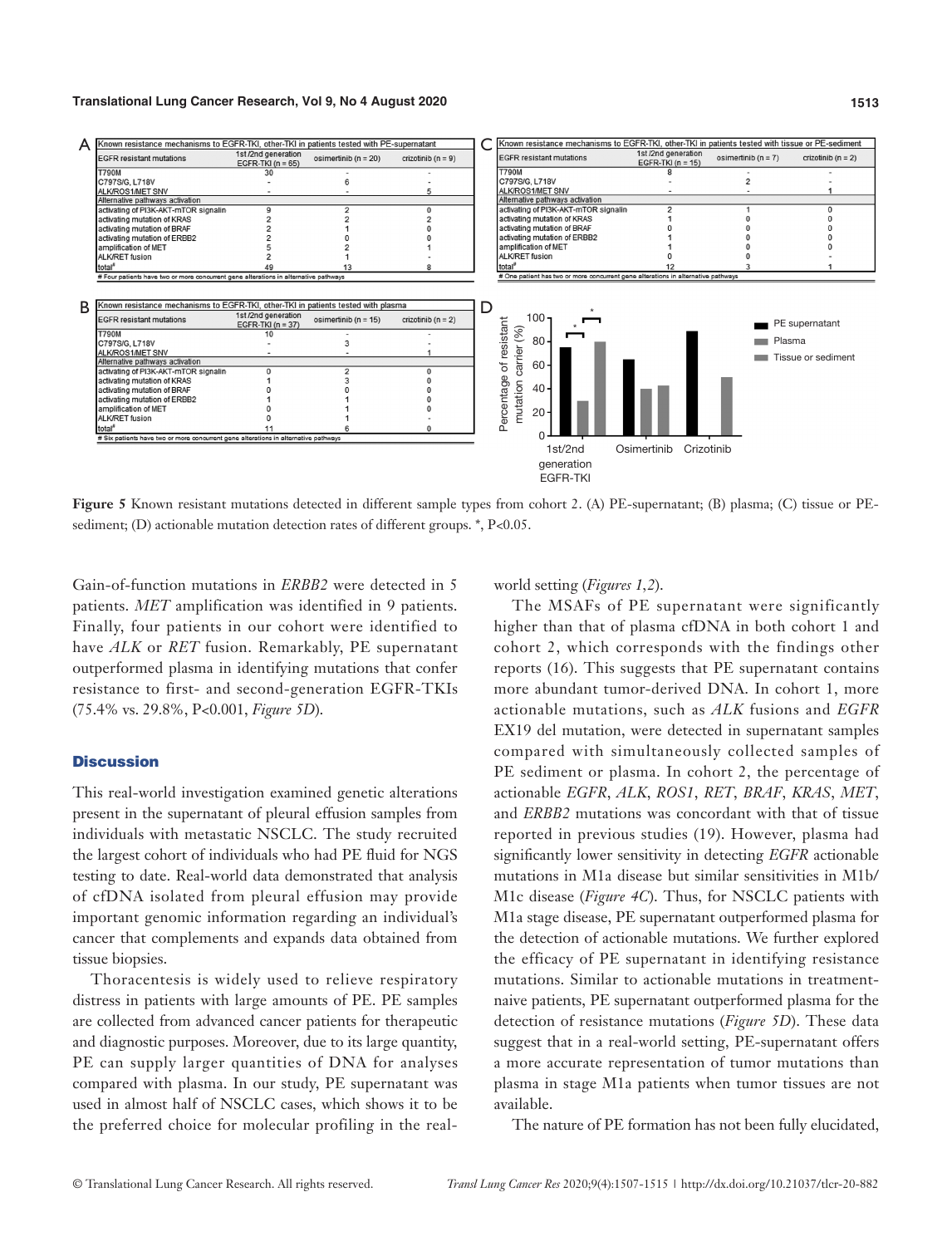**A**

| Known resistance mechanisms to EGFR-TKI, other-TKI in patients tested with PE-supernatant | | | |
|---|---|---|---|
| EGFR resistant mutations | 1st/2nd generation EGFR-TKI (n = 65) | osimertinib (n = 20) | crizotinib (n = 9) |
| T790M | 30 | - | - |
| C797S/G, L718V | - | 6 | - |
| ALK/ROS1/MET SNV | - | - | 5 |
| Alternative pathways activation | | | |
| activating of PI3K-AKT-mTOR signalin | 9 | 2 | 0 |
| activating mutation of KRAS | 2 | 2 | 2 |
| activating mutation of BRAF | 2 | 1 | 0 |
| activating mutation of ERBB2 | 2 | 0 | 0 |
| amplification of MET | 5 | 2 | 1 |
| ALK/RET fusion | 2 | 1 | - |
| total# | 49 | 13 | 8 |

# Four patients have two or more concurrent gene alterations in alternative pathways

**B**

| Known resistance mechanisms to EGFR-TKI, other-TKI in patients tested with plasma | | | |
|---|---|---|---|
| EGFR resistant mutations | 1st/2nd generation EGFR-TKI (n = 37) | osimertinib (n = 15) | crizotinib (n = 2) |
| T790M | 10 | - | - |
| C797S/G, L718V | - | 3 | - |
| ALK/ROS1/MET SNV | - | - | 1 |
| Alternative pathways activation | | | |
| activating of PI3K-AKT-mTOR signalin | 0 | 2 | 0 |
| activating mutation of KRAS | 1 | 3 | 0 |
| activating mutation of BRAF | 0 | 0 | 0 |
| activating mutation of ERBB2 | 1 | 1 | 0 |
| amplification of MET | 0 | 1 | 0 |
| ALK/RET fusion | 0 | 1 | - |
| total# | 11 | 6 | 0 |

# Six patients have two or more concurrent gene alterations in alternative pathways

**C**

| Known resistance mechanisms to EGFR-TKI, other-TKI in patients tested with tissue or PE-sediment | | | |
|---|---|---|---|
| EGFR resistant mutations | 1st/2nd generation EGFR-TKI (n = 15) | osimertinib (n = 7) | crizotinib (n = 2) |
| T790M | 8 | - | - |
| C797S/G, L718V | - | 2 | - |
| ALK/ROS1/MET SNV | - | - | 1 |
| Alternative pathways activation | | | |
| activating of PI3K-AKT-mTOR signalin | 2 | 1 | 0 |
| activating mutation of KRAS | 1 | 0 | 0 |
| activating mutation of BRAF | 0 | 0 | 0 |
| activating mutation of ERBB2 | 1 | 0 | 0 |
| amplification of MET | 1 | 0 | 0 |
| ALK/RET fusion | 0 | 0 | - |
| total# | 12 | 3 | 1 |

# One patient has two or more concurrent gene alterations in alternative pathways

**Figure 5** Known resistant mutations detected in different sample types from cohort 2. (A) PE-supernatant; (B) plasma; (C) tissue or PE-sediment; (D) actionable mutation detection rates of different groups. *, P<0.05.

Gain-of-function mutations in *ERBB2* were detected in 5 patients. *MET* amplification was identified in 9 patients. Finally, four patients in our cohort were identified to have *ALK* or *RET* fusion. Remarkably, PE supernatant outperformed plasma in identifying mutations that confer resistance to first- and second-generation EGFR-TKIs (75.4% vs. 29.8%, P<0.001, *Figure 5D*).

## Discussion

This real-world investigation examined genetic alterations present in the supernatant of pleural effusion samples from individuals with metastatic NSCLC. The study recruited the largest cohort of individuals who had PE fluid for NGS testing to date. Real-world data demonstrated that analysis of cfDNA isolated from pleural effusion may provide important genomic information regarding an individual's cancer that complements and expands data obtained from tissue biopsies.

Thoracentesis is widely used to relieve respiratory distress in patients with large amounts of PE. PE samples are collected from advanced cancer patients for therapeutic and diagnostic purposes. Moreover, due to its large quantity, PE can supply larger quantities of DNA for analyses compared with plasma. In our study, PE supernatant was used in almost half of NSCLC cases, which shows it to be the preferred choice for molecular profiling in the real-world setting (*Figures 1,2*).

The MSAFs of PE supernatant were significantly higher than that of plasma cfDNA in both cohort 1 and cohort 2, which corresponds with the findings other reports (16). This suggests that PE supernatant contains more abundant tumor-derived DNA. In cohort 1, more actionable mutations, such as *ALK* fusions and *EGFR* EX19 del mutation, were detected in supernatant samples compared with simultaneously collected samples of PE sediment or plasma. In cohort 2, the percentage of actionable *EGFR*, *ALK*, *ROS1*, *RET*, *BRAF*, *KRAS*, *MET*, and *ERBB2* mutations was concordant with that of tissue reported in previous studies (19). However, plasma had significantly lower sensitivity in detecting *EGFR* actionable mutations in M1a disease but similar sensitivities in M1b/M1c disease (*Figure 4C*). Thus, for NSCLC patients with M1a stage disease, PE supernatant outperformed plasma for the detection of actionable mutations. We further explored the efficacy of PE supernatant in identifying resistance mutations. Similar to actionable mutations in treatment-naive patients, PE supernatant outperformed plasma for the detection of resistance mutations (*Figure 5D*). These data suggest that in a real-world setting, PE-supernatant offers a more accurate representation of tumor mutations than plasma in stage M1a patients when tumor tissues are not available.

The nature of PE formation has not been fully elucidated,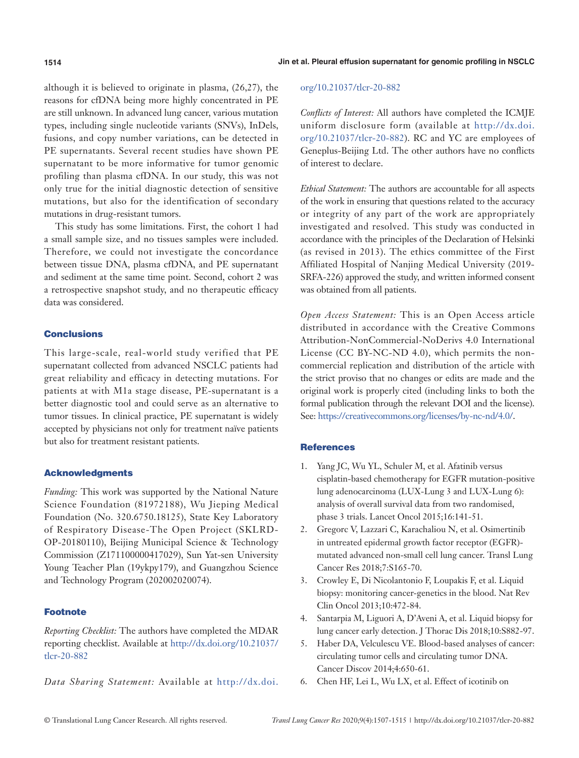although it is believed to originate in plasma, (26,27), the reasons for cfDNA being more highly concentrated in PE are still unknown. In advanced lung cancer, various mutation types, including single nucleotide variants (SNVs), InDels, fusions, and copy number variations, can be detected in PE supernatants. Several recent studies have shown PE supernatant to be more informative for tumor genomic profiling than plasma cfDNA. In our study, this was not only true for the initial diagnostic detection of sensitive mutations, but also for the identification of secondary mutations in drug-resistant tumors.

This study has some limitations. First, the cohort 1 had a small sample size, and no tissues samples were included. Therefore, we could not investigate the concordance between tissue DNA, plasma cfDNA, and PE supernatant and sediment at the same time point. Second, cohort 2 was a retrospective snapshot study, and no therapeutic efficacy data was considered.

## Conclusions

This large-scale, real-world study verified that PE supernatant collected from advanced NSCLC patients had great reliability and efficacy in detecting mutations. For patients at with M1a stage disease, PE-supernatant is a better diagnostic tool and could serve as an alternative to tumor tissues. In clinical practice, PE supernatant is widely accepted by physicians not only for treatment naïve patients but also for treatment resistant patients.

## Acknowledgments

*Funding:* This work was supported by the National Nature Science Foundation (81972188), Wu Jieping Medical Foundation (No. 320.6750.18125), State Key Laboratory of Respiratory Disease-The Open Project (SKLRD-OP-20180110), Beijing Municipal Science & Technology Commission (Z171100000417029), Sun Yat-sen University Young Teacher Plan (19ykpy179), and Guangzhou Science and Technology Program (202002020074).

## Footnote

*Reporting Checklist:* The authors have completed the MDAR reporting checklist. Available at http://dx.doi.org/10.21037/tlcr-20-882

*Data Sharing Statement:* Available at http://dx.doi.org/10.21037/tlcr-20-882

*Conflicts of Interest:* All authors have completed the ICMJE uniform disclosure form (available at http://dx.doi.org/10.21037/tlcr-20-882). RC and YC are employees of Geneplus-Beijing Ltd. The other authors have no conflicts of interest to declare.

*Ethical Statement:* The authors are accountable for all aspects of the work in ensuring that questions related to the accuracy or integrity of any part of the work are appropriately investigated and resolved. This study was conducted in accordance with the principles of the Declaration of Helsinki (as revised in 2013). The ethics committee of the First Affiliated Hospital of Nanjing Medical University (2019-SRFA-226) approved the study, and written informed consent was obtained from all patients.

*Open Access Statement:* This is an Open Access article distributed in accordance with the Creative Commons Attribution-NonCommercial-NoDerivs 4.0 International License (CC BY-NC-ND 4.0), which permits the non-commercial replication and distribution of the article with the strict proviso that no changes or edits are made and the original work is properly cited (including links to both the formal publication through the relevant DOI and the license). See: https://creativecommons.org/licenses/by-nc-nd/4.0/.

## References

1. Yang JC, Wu YL, Schuler M, et al. Afatinib versus cisplatin-based chemotherapy for EGFR mutation-positive lung adenocarcinoma (LUX-Lung 3 and LUX-Lung 6): analysis of overall survival data from two randomised, phase 3 trials. Lancet Oncol 2015;16:141-51.
2. Gregorc V, Lazzari C, Karachaliou N, et al. Osimertinib in untreated epidermal growth factor receptor (EGFR)-mutated advanced non-small cell lung cancer. Transl Lung Cancer Res 2018;7:S165-70.
3. Crowley E, Di Nicolantonio F, Loupakis F, et al. Liquid biopsy: monitoring cancer-genetics in the blood. Nat Rev Clin Oncol 2013;10:472-84.
4. Santarpia M, Liguori A, D'Aveni A, et al. Liquid biopsy for lung cancer early detection. J Thorac Dis 2018;10:S882-97.
5. Haber DA, Velculescu VE. Blood-based analyses of cancer: circulating tumor cells and circulating tumor DNA. Cancer Discov 2014;4:650-61.
6. Chen HF, Lei L, Wu LX, et al. Effect of icotinib on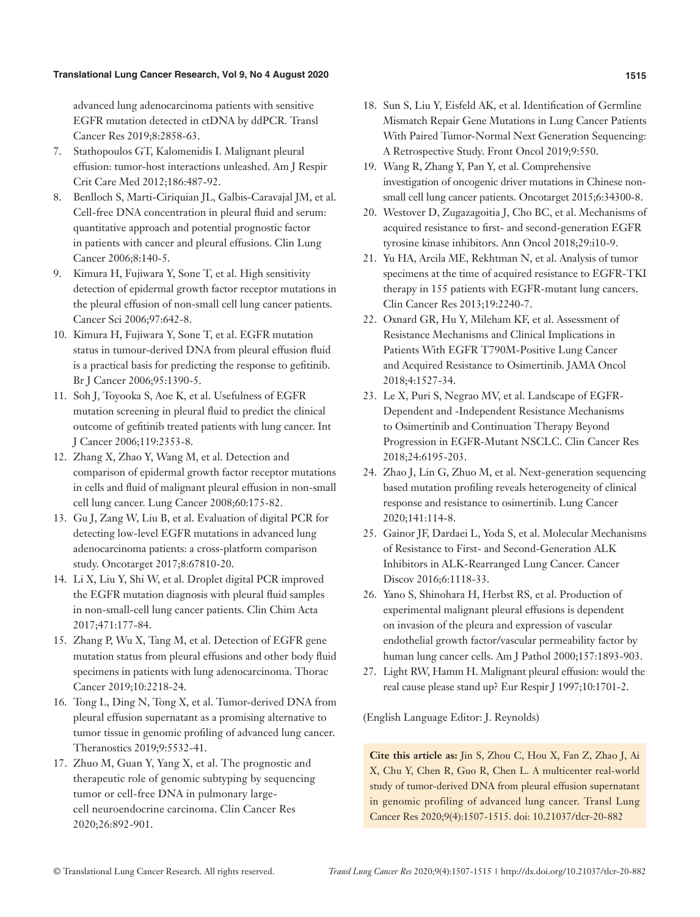advanced lung adenocarcinoma patients with sensitive EGFR mutation detected in ctDNA by ddPCR. Transl Cancer Res 2019;8:2858-63.

7. Stathopoulos GT, Kalomenidis I. Malignant pleural effusion: tumor-host interactions unleashed. Am J Respir Crit Care Med 2012;186:487-92.
8. Benlloch S, Marti-Ciriquian JL, Galbis-Caravajal JM, et al. Cell-free DNA concentration in pleural fluid and serum: quantitative approach and potential prognostic factor in patients with cancer and pleural effusions. Clin Lung Cancer 2006;8:140-5.
9. Kimura H, Fujiwara Y, Sone T, et al. High sensitivity detection of epidermal growth factor receptor mutations in the pleural effusion of non-small cell lung cancer patients. Cancer Sci 2006;97:642-8.
10. Kimura H, Fujiwara Y, Sone T, et al. EGFR mutation status in tumour-derived DNA from pleural effusion fluid is a practical basis for predicting the response to gefitinib. Br J Cancer 2006;95:1390-5.
11. Soh J, Toyooka S, Aoe K, et al. Usefulness of EGFR mutation screening in pleural fluid to predict the clinical outcome of gefitinib treated patients with lung cancer. Int J Cancer 2006;119:2353-8.
12. Zhang X, Zhao Y, Wang M, et al. Detection and comparison of epidermal growth factor receptor mutations in cells and fluid of malignant pleural effusion in non-small cell lung cancer. Lung Cancer 2008;60:175-82.
13. Gu J, Zang W, Liu B, et al. Evaluation of digital PCR for detecting low-level EGFR mutations in advanced lung adenocarcinoma patients: a cross-platform comparison study. Oncotarget 2017;8:67810-20.
14. Li X, Liu Y, Shi W, et al. Droplet digital PCR improved the EGFR mutation diagnosis with pleural fluid samples in non-small-cell lung cancer patients. Clin Chim Acta 2017;471:177-84.
15. Zhang P, Wu X, Tang M, et al. Detection of EGFR gene mutation status from pleural effusions and other body fluid specimens in patients with lung adenocarcinoma. Thorac Cancer 2019;10:2218-24.
16. Tong L, Ding N, Tong X, et al. Tumor-derived DNA from pleural effusion supernatant as a promising alternative to tumor tissue in genomic profiling of advanced lung cancer. Theranostics 2019;9:5532-41.
17. Zhuo M, Guan Y, Yang X, et al. The prognostic and therapeutic role of genomic subtyping by sequencing tumor or cell-free DNA in pulmonary large-cell neuroendocrine carcinoma. Clin Cancer Res 2020;26:892-901.
18. Sun S, Liu Y, Eisfeld AK, et al. Identification of Germline Mismatch Repair Gene Mutations in Lung Cancer Patients With Paired Tumor-Normal Next Generation Sequencing: A Retrospective Study. Front Oncol 2019;9:550.
19. Wang R, Zhang Y, Pan Y, et al. Comprehensive investigation of oncogenic driver mutations in Chinese non-small cell lung cancer patients. Oncotarget 2015;6:34300-8.
20. Westover D, Zugazagoitia J, Cho BC, et al. Mechanisms of acquired resistance to first- and second-generation EGFR tyrosine kinase inhibitors. Ann Oncol 2018;29:i10-9.
21. Yu HA, Arcila ME, Rekhtman N, et al. Analysis of tumor specimens at the time of acquired resistance to EGFR-TKI therapy in 155 patients with EGFR-mutant lung cancers. Clin Cancer Res 2013;19:2240-7.
22. Oxnard GR, Hu Y, Mileham KF, et al. Assessment of Resistance Mechanisms and Clinical Implications in Patients With EGFR T790M-Positive Lung Cancer and Acquired Resistance to Osimertinib. JAMA Oncol 2018;4:1527-34.
23. Le X, Puri S, Negrao MV, et al. Landscape of EGFR-Dependent and -Independent Resistance Mechanisms to Osimertinib and Continuation Therapy Beyond Progression in EGFR-Mutant NSCLC. Clin Cancer Res 2018;24:6195-203.
24. Zhao J, Lin G, Zhuo M, et al. Next-generation sequencing based mutation profiling reveals heterogeneity of clinical response and resistance to osimertinib. Lung Cancer 2020;141:114-8.
25. Gainor JF, Dardaei L, Yoda S, et al. Molecular Mechanisms of Resistance to First- and Second-Generation ALK Inhibitors in ALK-Rearranged Lung Cancer. Cancer Discov 2016;6:1118-33.
26. Yano S, Shinohara H, Herbst RS, et al. Production of experimental malignant pleural effusions is dependent on invasion of the pleura and expression of vascular endothelial growth factor/vascular permeability factor by human lung cancer cells. Am J Pathol 2000;157:1893-903.
27. Light RW, Hamm H. Malignant pleural effusion: would the real cause please stand up? Eur Respir J 1997;10:1701-2.

(English Language Editor: J. Reynolds)

**Cite this article as:** Jin S, Zhou C, Hou X, Fan Z, Zhao J, Ai X, Chu Y, Chen R, Guo R, Chen L. A multicenter real-world study of tumor-derived DNA from pleural effusion supernatant in genomic profiling of advanced lung cancer. Transl Lung Cancer Res 2020;9(4):1507-1515. doi: 10.21037/tlcr-20-882